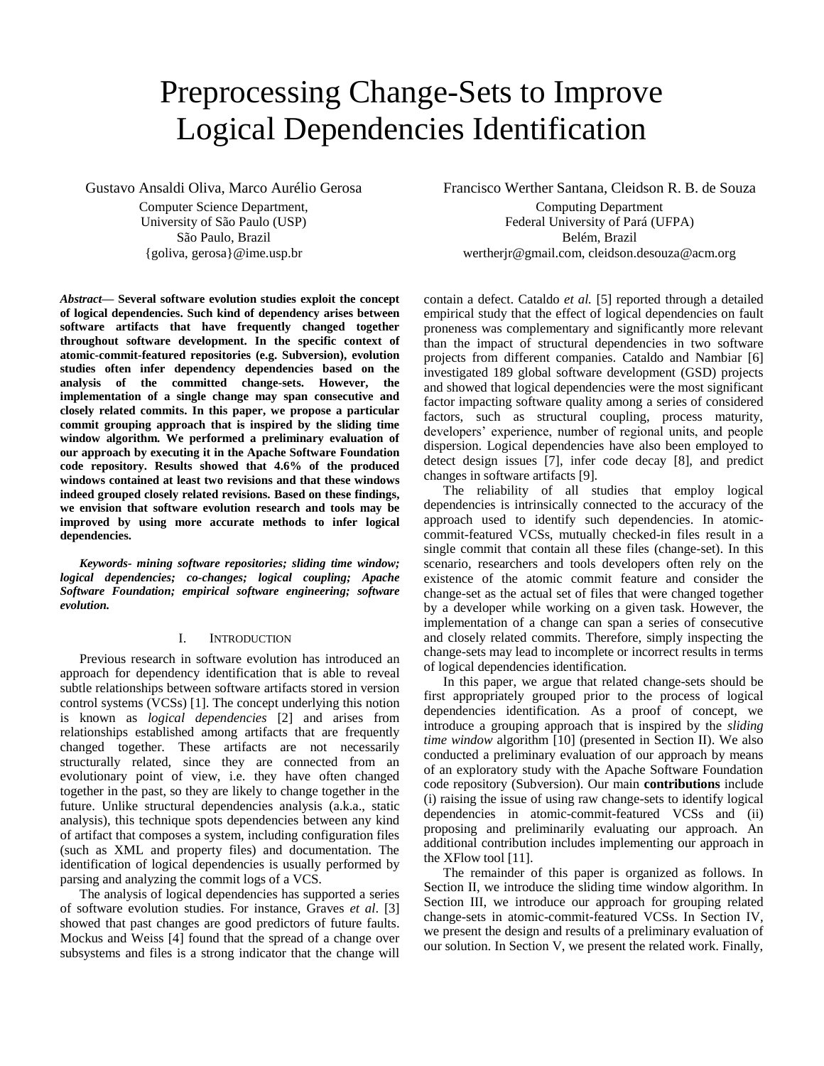# Preprocessing Change-Sets to Improve Logical Dependencies Identification

Gustavo Ansaldi Oliva, Marco Aurélio Gerosa
Computer Science Department,
University of São Paulo (USP)
São Paulo, Brazil
{goliva, gerosa}@ime.usp.br

Francisco Werther Santana, Cleidson R. B. de Souza
Computing Department
Federal University of Pará (UFPA)
Belém, Brazil
wertherjr@gmail.com, cleidson.desouza@acm.org

***Abstract*— Several software evolution studies exploit the concept of logical dependencies. Such kind of dependency arises between software artifacts that have frequently changed together throughout software development. In the specific context of atomic-commit-featured repositories (e.g. Subversion), evolution studies often infer dependency dependencies based on the analysis of the committed change-sets. However, the implementation of a single change may span consecutive and closely related commits. In this paper, we propose a particular commit grouping approach that is inspired by the sliding time window algorithm. We performed a preliminary evaluation of our approach by executing it in the Apache Software Foundation code repository. Results showed that 4.6% of the produced windows contained at least two revisions and that these windows indeed grouped closely related revisions. Based on these findings, we envision that software evolution research and tools may be improved by using more accurate methods to infer logical dependencies.**

***Keywords- mining software repositories; sliding time window; logical dependencies; co-changes; logical coupling; Apache Software Foundation; empirical software engineering; software evolution.***

## I. Introduction

Previous research in software evolution has introduced an approach for dependency identification that is able to reveal subtle relationships between software artifacts stored in version control systems (VCSs) [1]. The concept underlying this notion is known as *logical dependencies* [2] and arises from relationships established among artifacts that are frequently changed together. These artifacts are not necessarily structurally related, since they are connected from an evolutionary point of view, i.e. they have often changed together in the past, so they are likely to change together in the future. Unlike structural dependencies analysis (a.k.a., static analysis), this technique spots dependencies between any kind of artifact that composes a system, including configuration files (such as XML and property files) and documentation. The identification of logical dependencies is usually performed by parsing and analyzing the commit logs of a VCS.

The analysis of logical dependencies has supported a series of software evolution studies. For instance, Graves *et al*. [3] showed that past changes are good predictors of future faults. Mockus and Weiss [4] found that the spread of a change over subsystems and files is a strong indicator that the change will contain a defect. Cataldo *et al.* [5] reported through a detailed empirical study that the effect of logical dependencies on fault proneness was complementary and significantly more relevant than the impact of structural dependencies in two software projects from different companies. Cataldo and Nambiar [6] investigated 189 global software development (GSD) projects and showed that logical dependencies were the most significant factor impacting software quality among a series of considered factors, such as structural coupling, process maturity, developers' experience, number of regional units, and people dispersion. Logical dependencies have also been employed to detect design issues [7], infer code decay [8], and predict changes in software artifacts [9].

The reliability of all studies that employ logical dependencies is intrinsically connected to the accuracy of the approach used to identify such dependencies. In atomic-commit-featured VCSs, mutually checked-in files result in a single commit that contain all these files (change-set). In this scenario, researchers and tools developers often rely on the existence of the atomic commit feature and consider the change-set as the actual set of files that were changed together by a developer while working on a given task. However, the implementation of a change can span a series of consecutive and closely related commits. Therefore, simply inspecting the change-sets may lead to incomplete or incorrect results in terms of logical dependencies identification.

In this paper, we argue that related change-sets should be first appropriately grouped prior to the process of logical dependencies identification. As a proof of concept, we introduce a grouping approach that is inspired by the *sliding time window* algorithm [10] (presented in Section II). We also conducted a preliminary evaluation of our approach by means of an exploratory study with the Apache Software Foundation code repository (Subversion). Our main **contributions** include (i) raising the issue of using raw change-sets to identify logical dependencies in atomic-commit-featured VCSs and (ii) proposing and preliminarily evaluating our approach. An additional contribution includes implementing our approach in the XFlow tool [11].

The remainder of this paper is organized as follows. In Section II, we introduce the sliding time window algorithm. In Section III, we introduce our approach for grouping related change-sets in atomic-commit-featured VCSs. In Section IV, we present the design and results of a preliminary evaluation of our solution. In Section V, we present the related work. Finally,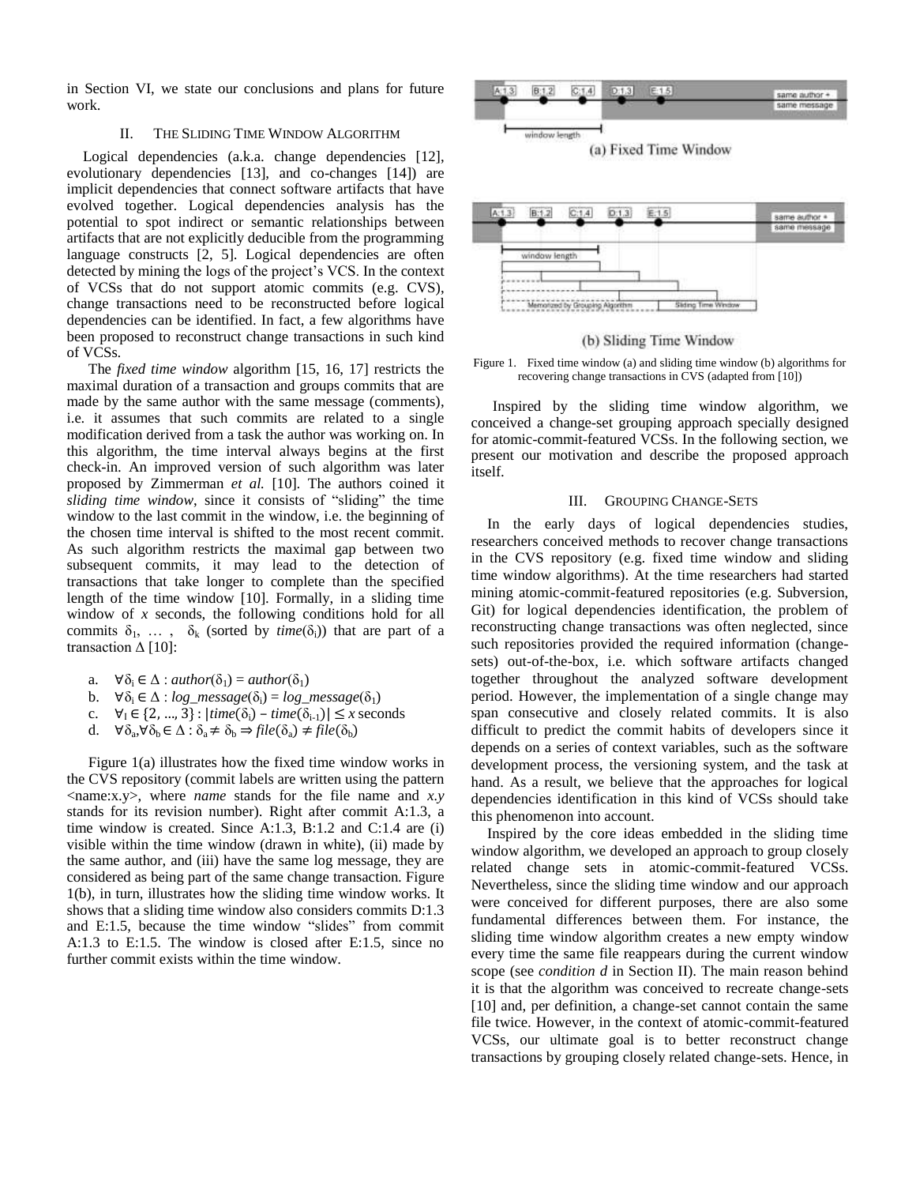in Section VI, we state our conclusions and plans for future work.

## II. The Sliding Time Window Algorithm

Logical dependencies (a.k.a. change dependencies [12], evolutionary dependencies [13], and co-changes [14]) are implicit dependencies that connect software artifacts that have evolved together. Logical dependencies analysis has the potential to spot indirect or semantic relationships between artifacts that are not explicitly deducible from the programming language constructs [2, 5]. Logical dependencies are often detected by mining the logs of the project's VCS. In the context of VCSs that do not support atomic commits (e.g. CVS), change transactions need to be reconstructed before logical dependencies can be identified. In fact, a few algorithms have been proposed to reconstruct change transactions in such kind of VCSs.

The *fixed time window* algorithm [15, 16, 17] restricts the maximal duration of a transaction and groups commits that are made by the same author with the same message (comments), i.e. it assumes that such commits are related to a single modification derived from a task the author was working on. In this algorithm, the time interval always begins at the first check-in. An improved version of such algorithm was later proposed by Zimmerman *et al.* [10]. The authors coined it *sliding time window*, since it consists of "sliding" the time window to the last commit in the window, i.e. the beginning of the chosen time interval is shifted to the most recent commit. As such algorithm restricts the maximal gap between two subsequent commits, it may lead to the detection of transactions that take longer to complete than the specified length of the time window [10]. Formally, in a sliding time window of $x$ seconds, the following conditions hold for all commits $\delta_1, \ldots, \delta_k$ (sorted by $time(\delta_i)$) that are part of a transaction $\Delta$ [10]:

a. $\forall \delta_i \in \Delta : author(\delta_1) = author(\delta_1)$
b. $\forall \delta_i \in \Delta : log\_message(\delta_i) = log\_message(\delta_1)$
c. $\forall_1 \in \{2, ..., 3\} : |time(\delta_i) - time(\delta_{i-1})| \leq x$ seconds
d. $\forall \delta_a, \forall \delta_b \in \Delta : \delta_a \neq \delta_b \Rightarrow file(\delta_a) \neq file(\delta_b)$

Figure 1(a) illustrates how the fixed time window works in the CVS repository (commit labels are written using the pattern <name:x.y>, where *name* stands for the file name and *x.y* stands for its revision number). Right after commit A:1.3, a time window is created. Since A:1.3, B:1.2 and C:1.4 are (i) visible within the time window (drawn in white), (ii) made by the same author, and (iii) have the same log message, they are considered as being part of the same change transaction. Figure 1(b), in turn, illustrates how the sliding time window works. It shows that a sliding time window also considers commits D:1.3 and E:1.5, because the time window "slides" from commit A:1.3 to E:1.5. The window is closed after E:1.5, since no further commit exists within the time window.

Figure 1. Fixed time window (a) and sliding time window (b) algorithms for recovering change transactions in CVS (adapted from [10])

Inspired by the sliding time window algorithm, we conceived a change-set grouping approach specially designed for atomic-commit-featured VCSs. In the following section, we present our motivation and describe the proposed approach itself.

## III. Grouping Change-Sets

In the early days of logical dependencies studies, researchers conceived methods to recover change transactions in the CVS repository (e.g. fixed time window and sliding time window algorithms). At the time researchers had started mining atomic-commit-featured repositories (e.g. Subversion, Git) for logical dependencies identification, the problem of reconstructing change transactions was often neglected, since such repositories provided the required information (change-sets) out-of-the-box, i.e. which software artifacts changed together throughout the analyzed software development period. However, the implementation of a single change may span consecutive and closely related commits. It is also difficult to predict the commit habits of developers since it depends on a series of context variables, such as the software development process, the versioning system, and the task at hand. As a result, we believe that the approaches for logical dependencies identification in this kind of VCSs should take this phenomenon into account.

Inspired by the core ideas embedded in the sliding time window algorithm, we developed an approach to group closely related change sets in atomic-commit-featured VCSs. Nevertheless, since the sliding time window and our approach were conceived for different purposes, there are also some fundamental differences between them. For instance, the sliding time window algorithm creates a new empty window every time the same file reappears during the current window scope (see *condition d* in Section II). The main reason behind it is that the algorithm was conceived to recreate change-sets [10] and, per definition, a change-set cannot contain the same file twice. However, in the context of atomic-commit-featured VCSs, our ultimate goal is to better reconstruct change transactions by grouping closely related change-sets. Hence, in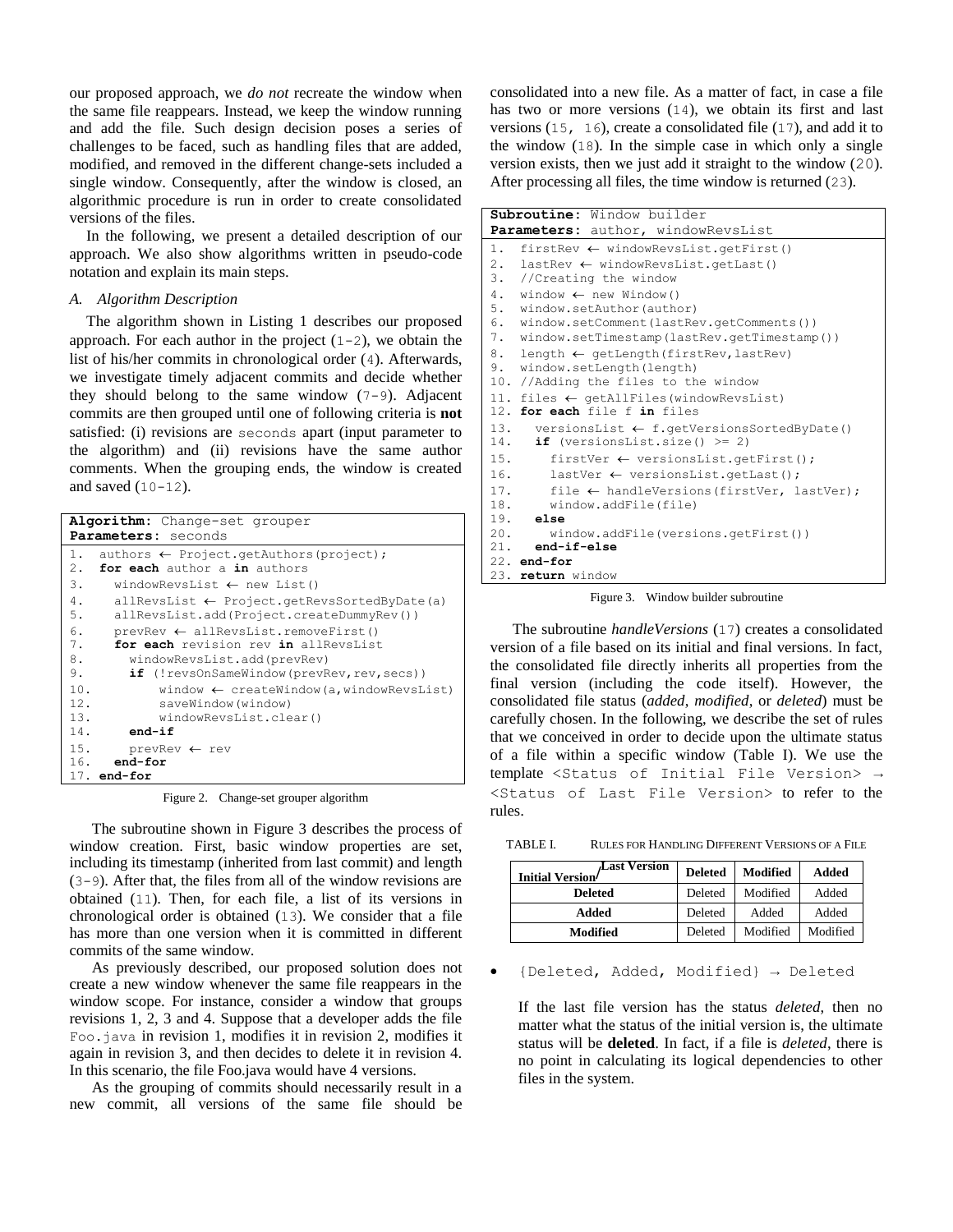our proposed approach, we *do not* recreate the window when the same file reappears. Instead, we keep the window running and add the file. Such design decision poses a series of challenges to be faced, such as handling files that are added, modified, and removed in the different change-sets included a single window. Consequently, after the window is closed, an algorithmic procedure is run in order to create consolidated versions of the files.

In the following, we present a detailed description of our approach. We also show algorithms written in pseudo-code notation and explain its main steps.

### A. Algorithm Description

The algorithm shown in Listing 1 describes our proposed approach. For each author in the project (1-2), we obtain the list of his/her commits in chronological order (4). Afterwards, we investigate timely adjacent commits and decide whether they should belong to the same window (7-9). Adjacent commits are then grouped until one of following criteria is **not** satisfied: (i) revisions are `seconds` apart (input parameter to the algorithm) and (ii) revisions have the same author comments. When the grouping ends, the window is created and saved (10-12).

```
Algorithm: Change-set grouper
Parameters: seconds
1.  authors ← Project.getAuthors(project);
2.  for each author a in authors
3.    windowRevsList ← new List()
4.    allRevsList ← Project.getRevsSortedByDate(a)
5.    allRevsList.add(Project.createDummyRev())
6.    prevRev ← allRevsList.removeFirst()
7.    for each revision rev in allRevsList
8.      windowRevsList.add(prevRev)
9.      if (!revsOnSameWindow(prevRev,rev,secs))
10.       window ← createWindow(a,windowRevsList)
12.       saveWindow(window)
13.       windowRevsList.clear()
14.     end-if
15.     prevRev ← rev
16.   end-for
17. end-for
```

Figure 2. Change-set grouper algorithm

The subroutine shown in Figure 3 describes the process of window creation. First, basic window properties are set, including its timestamp (inherited from last commit) and length (3-9). After that, the files from all of the window revisions are obtained (11). Then, for each file, a list of its versions in chronological order is obtained (13). We consider that a file has more than one version when it is committed in different commits of the same window.

As previously described, our proposed solution does not create a new window whenever the same file reappears in the window scope. For instance, consider a window that groups revisions 1, 2, 3 and 4. Suppose that a developer adds the file `Foo.java` in revision 1, modifies it in revision 2, modifies it again in revision 3, and then decides to delete it in revision 4. In this scenario, the file Foo.java would have 4 versions.

As the grouping of commits should necessarily result in a new commit, all versions of the same file should be consolidated into a new file. As a matter of fact, in case a file has two or more versions (14), we obtain its first and last versions (15, 16), create a consolidated file (17), and add it to the window (18). In the simple case in which only a single version exists, then we just add it straight to the window (20). After processing all files, the time window is returned (23).

```
Subroutine: Window builder
Parameters: author, windowRevsList
1.  firstRev ← windowRevsList.getFirst()
2.  lastRev ← windowRevsList.getLast()
3.  //Creating the window
4.  window ← new Window()
5.  window.setAuthor(author)
6.  window.setComment(lastRev.getComments())
7.  window.setTimestamp(lastRev.getTimestamp())
8.  length ← getLength(firstRev,lastRev)
9.  window.setLength(length)
10. //Adding the files to the window
11. files ← getAllFiles(windowRevsList)
12. for each file f in files
13.   versionsList ← f.getVersionsSortedByDate()
14.   if (versionsList.size() >= 2)
15.     firstVer ← versionsList.getFirst();
16.     lastVer ← versionsList.getLast();
17.     file ← handleVersions(firstVer, lastVer);
18.     window.addFile(file)
19.   else
20.     window.addFile(versions.getFirst())
21.   end-if-else
22. end-for
23. return window
```

Figure 3. Window builder subroutine

The subroutine *handleVersions* (17) creates a consolidated version of a file based on its initial and final versions. In fact, the consolidated file directly inherits all properties from the final version (including the code itself). However, the consolidated file status (*added*, *modified*, or *deleted*) must be carefully chosen. In the following, we describe the set of rules that we conceived in order to decide upon the ultimate status of a file within a specific window (Table I). We use the template `<Status of Initial File Version> → <Status of Last File Version>` to refer to the rules.

TABLE I. RULES FOR HANDLING DIFFERENT VERSIONS OF A FILE

| Initial Version / Last Version | Deleted | Modified | Added |
|---|---|---|---|
| **Deleted** | Deleted | Modified | Added |
| **Added** | Deleted | Added | Added |
| **Modified** | Deleted | Modified | Modified |

- `{Deleted, Added, Modified} → Deleted`

  If the last file version has the status *deleted*, then no matter what the status of the initial version is, the ultimate status will be **deleted**. In fact, if a file is *deleted*, there is no point in calculating its logical dependencies to other files in the system.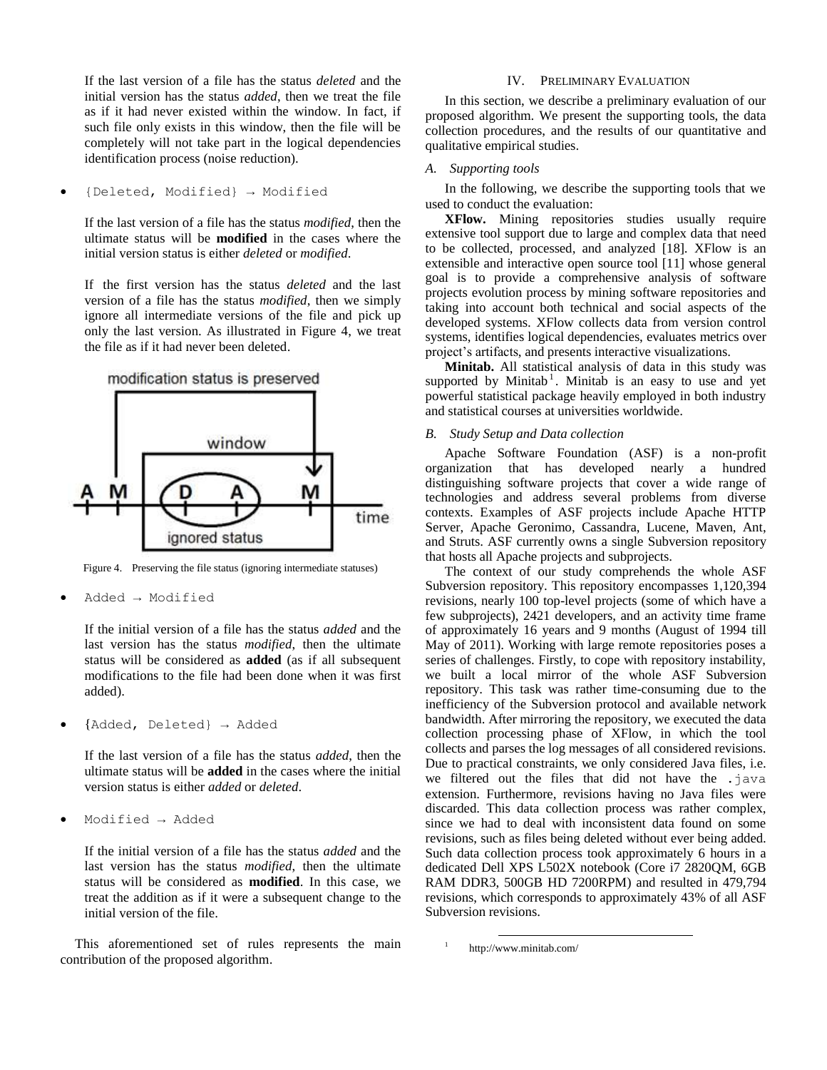If the last version of a file has the status *deleted* and the initial version has the status *added*, then we treat the file as if it had never existed within the window. In fact, if such file only exists in this window, then the file will be completely will not take part in the logical dependencies identification process (noise reduction).

- `{Deleted, Modified} → Modified`

  If the last version of a file has the status *modified*, then the ultimate status will be **modified** in the cases where the initial version status is either *deleted* or *modified*.

  If the first version has the status *deleted* and the last version of a file has the status *modified*, then we simply ignore all intermediate versions of the file and pick up only the last version. As illustrated in Figure 4, we treat the file as if it had never been deleted.

Figure 4. Preserving the file status (ignoring intermediate statuses)

- `Added → Modified`

  If the initial version of a file has the status *added* and the last version has the status *modified*, then the ultimate status will be considered as **added** (as if all subsequent modifications to the file had been done when it was first added).

- `{Added, Deleted} → Added`

  If the last version of a file has the status *added*, then the ultimate status will be **added** in the cases where the initial version status is either *added* or *deleted*.

- `Modified → Added`

  If the initial version of a file has the status *added* and the last version has the status *modified*, then the ultimate status will be considered as **modified**. In this case, we treat the addition as if it were a subsequent change to the initial version of the file.

This aforementioned set of rules represents the main contribution of the proposed algorithm.

## IV. Preliminary Evaluation

In this section, we describe a preliminary evaluation of our proposed algorithm. We present the supporting tools, the data collection procedures, and the results of our quantitative and qualitative empirical studies.

### A. Supporting tools

In the following, we describe the supporting tools that we used to conduct the evaluation:

**XFlow.** Mining repositories studies usually require extensive tool support due to large and complex data that need to be collected, processed, and analyzed [18]. XFlow is an extensible and interactive open source tool [11] whose general goal is to provide a comprehensive analysis of software projects evolution process by mining software repositories and taking into account both technical and social aspects of the developed systems. XFlow collects data from version control systems, identifies logical dependencies, evaluates metrics over project's artifacts, and presents interactive visualizations.

**Minitab.** All statistical analysis of data in this study was supported by Minitab[1]. Minitab is an easy to use and yet powerful statistical package heavily employed in both industry and statistical courses at universities worldwide.

### B. Study Setup and Data collection

Apache Software Foundation (ASF) is a non-profit organization that has developed nearly a hundred distinguishing software projects that cover a wide range of technologies and address several problems from diverse contexts. Examples of ASF projects include Apache HTTP Server, Apache Geronimo, Cassandra, Lucene, Maven, Ant, and Struts. ASF currently owns a single Subversion repository that hosts all Apache projects and subprojects.

The context of our study comprehends the whole ASF Subversion repository. This repository encompasses 1,120,394 revisions, nearly 100 top-level projects (some of which have a few subprojects), 2421 developers, and an activity time frame of approximately 16 years and 9 months (August of 1994 till May of 2011). Working with large remote repositories poses a series of challenges. Firstly, to cope with repository instability, we built a local mirror of the whole ASF Subversion repository. This task was rather time-consuming due to the inefficiency of the Subversion protocol and available network bandwidth. After mirroring the repository, we executed the data collection processing phase of XFlow, in which the tool collects and parses the log messages of all considered revisions. Due to practical constraints, we only considered Java files, i.e. we filtered out the files that did not have the `.java` extension. Furthermore, revisions having no Java files were discarded. This data collection process was rather complex, since we had to deal with inconsistent data found on some revisions, such as files being deleted without ever being added. Such data collection process took approximately 6 hours in a dedicated Dell XPS L502X notebook (Core i7 2820QM, 6GB RAM DDR3, 500GB HD 7200RPM) and resulted in 479,794 revisions, which corresponds to approximately 43% of all ASF Subversion revisions.

[1] http://www.minitab.com/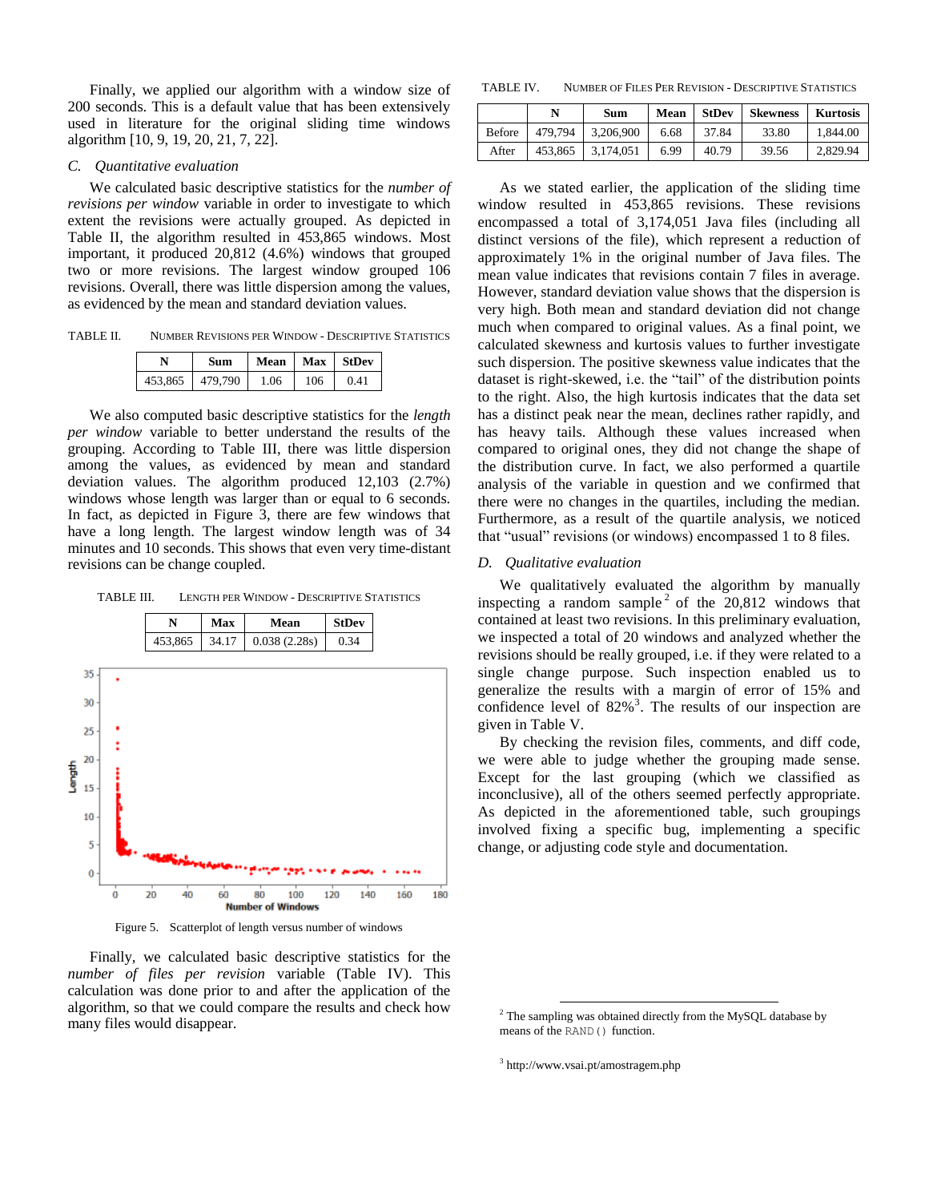Finally, we applied our algorithm with a window size of 200 seconds. This is a default value that has been extensively used in literature for the original sliding time windows algorithm [10, 9, 19, 20, 21, 7, 22].

### C. Quantitative evaluation

We calculated basic descriptive statistics for the *number of revisions per window* variable in order to investigate to which extent the revisions were actually grouped. As depicted in Table II, the algorithm resulted in 453,865 windows. Most important, it produced 20,812 (4.6%) windows that grouped two or more revisions. The largest window grouped 106 revisions. Overall, there was little dispersion among the values, as evidenced by the mean and standard deviation values.

TABLE II. NUMBER REVISIONS PER WINDOW - DESCRIPTIVE STATISTICS

| N | Sum | Mean | Max | StDev |
|---|---|---|---|---|
| 453,865 | 479,790 | 1.06 | 106 | 0.41 |

We also computed basic descriptive statistics for the *length per window* variable to better understand the results of the grouping. According to Table III, there was little dispersion among the values, as evidenced by mean and standard deviation values. The algorithm produced 12,103 (2.7%) windows whose length was larger than or equal to 6 seconds. In fact, as depicted in Figure 3, there are few windows that have a long length. The largest window length was of 34 minutes and 10 seconds. This shows that even very time-distant revisions can be change coupled.

TABLE III. LENGTH PER WINDOW - DESCRIPTIVE STATISTICS

| N | Max | Mean | StDev |
|---|---|---|---|
| 453,865 | 34.17 | 0.038 (2.28s) | 0.34 |

Figure 5. Scatterplot of length versus number of windows

Finally, we calculated basic descriptive statistics for the *number of files per revision* variable (Table IV). This calculation was done prior to and after the application of the algorithm, so that we could compare the results and check how many files would disappear.

TABLE IV. NUMBER OF FILES PER REVISION - DESCRIPTIVE STATISTICS

| | N | Sum | Mean | StDev | Skewness | Kurtosis |
|---|---|---|---|---|---|---|
| Before | 479,794 | 3,206,900 | 6.68 | 37.84 | 33.80 | 1,844.00 |
| After | 453,865 | 3,174,051 | 6.99 | 40.79 | 39.56 | 2,829.94 |

As we stated earlier, the application of the sliding time window resulted in 453,865 revisions. These revisions encompassed a total of 3,174,051 Java files (including all distinct versions of the file), which represent a reduction of approximately 1% in the original number of Java files. The mean value indicates that revisions contain 7 files in average. However, standard deviation value shows that the dispersion is very high. Both mean and standard deviation did not change much when compared to original values. As a final point, we calculated skewness and kurtosis values to further investigate such dispersion. The positive skewness value indicates that the dataset is right-skewed, i.e. the "tail" of the distribution points to the right. Also, the high kurtosis indicates that the data set has a distinct peak near the mean, declines rather rapidly, and has heavy tails. Although these values increased when compared to original ones, they did not change the shape of the distribution curve. In fact, we also performed a quartile analysis of the variable in question and we confirmed that there were no changes in the quartiles, including the median. Furthermore, as a result of the quartile analysis, we noticed that "usual" revisions (or windows) encompassed 1 to 8 files.

### D. Qualitative evaluation

We qualitatively evaluated the algorithm by manually inspecting a random sample[2] of the 20,812 windows that contained at least two revisions. In this preliminary evaluation, we inspected a total of 20 windows and analyzed whether the revisions should be really grouped, i.e. if they were related to a single change purpose. Such inspection enabled us to generalize the results with a margin of error of 15% and confidence level of 82%[3]. The results of our inspection are given in Table V.

By checking the revision files, comments, and diff code, we were able to judge whether the grouping made sense. Except for the last grouping (which we classified as inconclusive), all of the others seemed perfectly appropriate. As depicted in the aforementioned table, such groupings involved fixing a specific bug, implementing a specific change, or adjusting code style and documentation.

[2] The sampling was obtained directly from the MySQL database by means of the `RAND()` function.

[3] http://www.vsai.pt/amostragem.php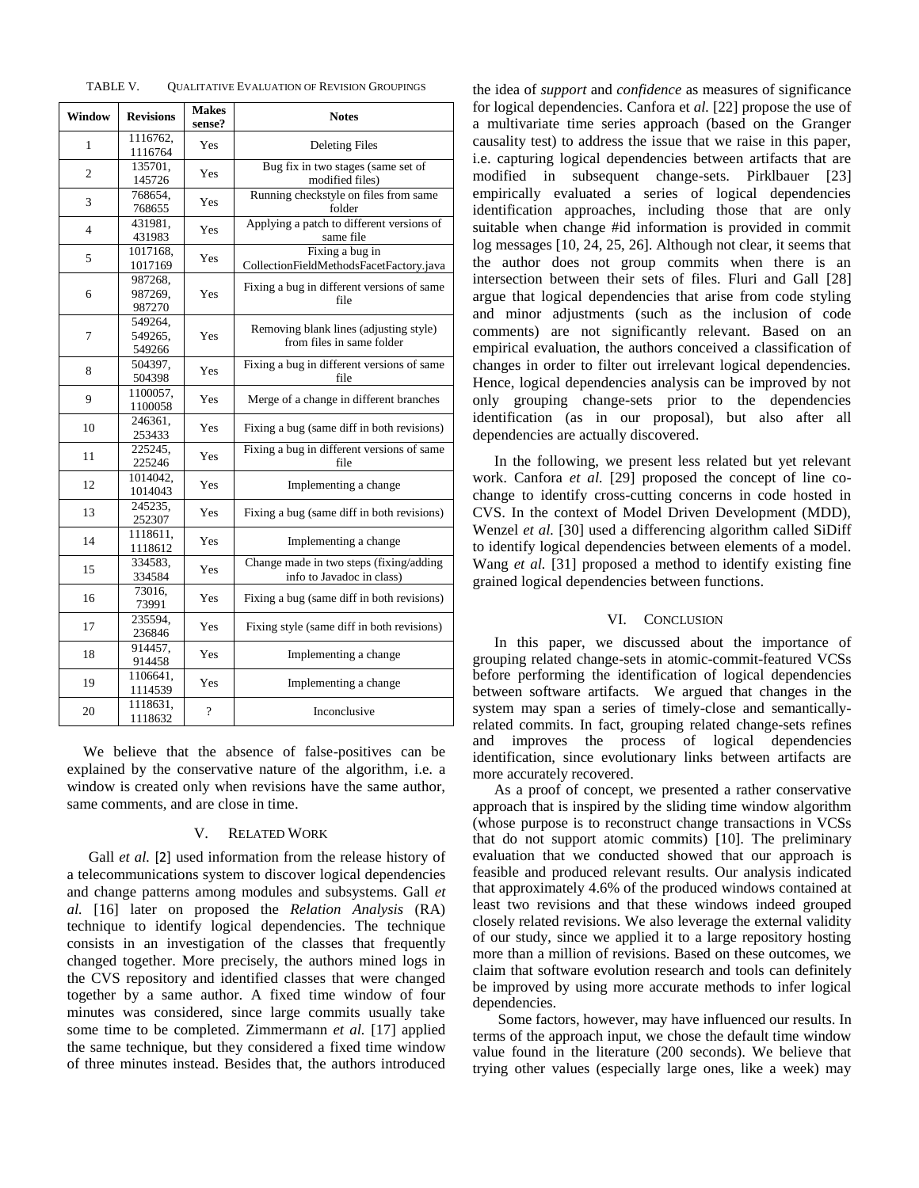TABLE V. QUALITATIVE EVALUATION OF REVISION GROUPINGS

| Window | Revisions | Makes sense? | Notes |
|---|---|---|---|
| 1 | 1116762, 1116764 | Yes | Deleting Files |
| 2 | 135701, 145726 | Yes | Bug fix in two stages (same set of modified files) |
| 3 | 768654, 768655 | Yes | Running checkstyle on files from same folder |
| 4 | 431981, 431983 | Yes | Applying a patch to different versions of same file |
| 5 | 1017168, 1017169 | Yes | Fixing a bug in CollectionFieldMethodsFacetFactory.java |
| 6 | 987268, 987269, 987270 | Yes | Fixing a bug in different versions of same file |
| 7 | 549264, 549265, 549266 | Yes | Removing blank lines (adjusting style) from files in same folder |
| 8 | 504397, 504398 | Yes | Fixing a bug in different versions of same file |
| 9 | 1100057, 1100058 | Yes | Merge of a change in different branches |
| 10 | 246361, 253433 | Yes | Fixing a bug (same diff in both revisions) |
| 11 | 225245, 225246 | Yes | Fixing a bug in different versions of same file |
| 12 | 1014042, 1014043 | Yes | Implementing a change |
| 13 | 245235, 252307 | Yes | Fixing a bug (same diff in both revisions) |
| 14 | 1118611, 1118612 | Yes | Implementing a change |
| 15 | 334583, 334584 | Yes | Change made in two steps (fixing/adding info to Javadoc in class) |
| 16 | 73016, 73991 | Yes | Fixing a bug (same diff in both revisions) |
| 17 | 235594, 236846 | Yes | Fixing style (same diff in both revisions) |
| 18 | 914457, 914458 | Yes | Implementing a change |
| 19 | 1106641, 1114539 | Yes | Implementing a change |
| 20 | 1118631, 1118632 | ? | Inconclusive |

We believe that the absence of false-positives can be explained by the conservative nature of the algorithm, i.e. a window is created only when revisions have the same author, same comments, and are close in time.

## V. RELATED WORK

Gall *et al.* [2] used information from the release history of a telecommunications system to discover logical dependencies and change patterns among modules and subsystems. Gall *et al.* [16] later on proposed the *Relation Analysis* (RA) technique to identify logical dependencies. The technique consists in an investigation of the classes that frequently changed together. More precisely, the authors mined logs in the CVS repository and identified classes that were changed together by a same author. A fixed time window of four minutes was considered, since large commits usually take some time to be completed. Zimmermann *et al.* [17] applied the same technique, but they considered a fixed time window of three minutes instead. Besides that, the authors introduced the idea of *support* and *confidence* as measures of significance for logical dependencies. Canfora et *al.* [22] propose the use of a multivariate time series approach (based on the Granger causality test) to address the issue that we raise in this paper, i.e. capturing logical dependencies between artifacts that are modified in subsequent change-sets. Pirklbauer [23] empirically evaluated a series of logical dependencies identification approaches, including those that are only suitable when change #id information is provided in commit log messages [10, 24, 25, 26]. Although not clear, it seems that the author does not group commits when there is an intersection between their sets of files. Fluri and Gall [28] argue that logical dependencies that arise from code styling and minor adjustments (such as the inclusion of code comments) are not significantly relevant. Based on an empirical evaluation, the authors conceived a classification of changes in order to filter out irrelevant logical dependencies. Hence, logical dependencies analysis can be improved by not only grouping change-sets prior to the dependencies identification (as in our proposal), but also after all dependencies are actually discovered.

In the following, we present less related but yet relevant work. Canfora *et al.* [29] proposed the concept of line co-change to identify cross-cutting concerns in code hosted in CVS. In the context of Model Driven Development (MDD), Wenzel *et al.* [30] used a differencing algorithm called SiDiff to identify logical dependencies between elements of a model. Wang *et al.* [31] proposed a method to identify existing fine grained logical dependencies between functions.

## VI. CONCLUSION

In this paper, we discussed about the importance of grouping related change-sets in atomic-commit-featured VCSs before performing the identification of logical dependencies between software artifacts. We argued that changes in the system may span a series of timely-close and semantically-related commits. In fact, grouping related change-sets refines and improves the process of logical dependencies identification, since evolutionary links between artifacts are more accurately recovered.

As a proof of concept, we presented a rather conservative approach that is inspired by the sliding time window algorithm (whose purpose is to reconstruct change transactions in VCSs that do not support atomic commits) [10]. The preliminary evaluation that we conducted showed that our approach is feasible and produced relevant results. Our analysis indicated that approximately 4.6% of the produced windows contained at least two revisions and that these windows indeed grouped closely related revisions. We also leverage the external validity of our study, since we applied it to a large repository hosting more than a million of revisions. Based on these outcomes, we claim that software evolution research and tools can definitely be improved by using more accurate methods to infer logical dependencies.

Some factors, however, may have influenced our results. In terms of the approach input, we chose the default time window value found in the literature (200 seconds). We believe that trying other values (especially large ones, like a week) may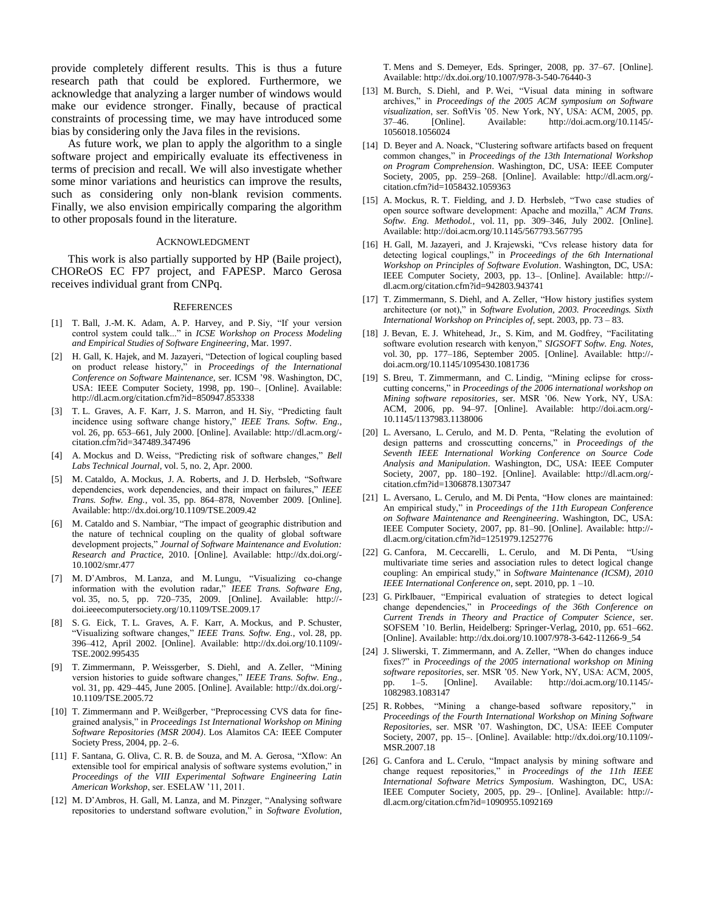provide completely different results. This is thus a future research path that could be explored. Furthermore, we acknowledge that analyzing a larger number of windows would make our evidence stronger. Finally, because of practical constraints of processing time, we may have introduced some bias by considering only the Java files in the revisions.

As future work, we plan to apply the algorithm to a single software project and empirically evaluate its effectiveness in terms of precision and recall. We will also investigate whether some minor variations and heuristics can improve the results, such as considering only non-blank revision comments. Finally, we also envision empirically comparing the algorithm to other proposals found in the literature.

## Acknowledgment

This work is also partially supported by HP (Baile project), CHOReOS EC FP7 project, and FAPESP. Marco Gerosa receives individual grant from CNPq.

## References

[1] T. Ball, J.-M. K. Adam, A. P. Harvey, and P. Siy, "If your version control system could talk..." in *ICSE Workshop on Process Modeling and Empirical Studies of Software Engineering*, Mar. 1997.

[2] H. Gall, K. Hajek, and M. Jazayeri, "Detection of logical coupling based on product release history," in *Proceedings of the International Conference on Software Maintenance*, ser. ICSM '98. Washington, DC, USA: IEEE Computer Society, 1998, pp. 190–. [Online]. Available: http://dl.acm.org/citation.cfm?id=850947.853338

[3] T. L. Graves, A. F. Karr, J. S. Marron, and H. Siy, "Predicting fault incidence using software change history," *IEEE Trans. Softw. Eng.*, vol. 26, pp. 653–661, July 2000. [Online]. Available: http://dl.acm.org/-citation.cfm?id=347489.347496

[4] A. Mockus and D. Weiss, "Predicting risk of software changes," *Bell Labs Technical Journal*, vol. 5, no. 2, Apr. 2000.

[5] M. Cataldo, A. Mockus, J. A. Roberts, and J. D. Herbsleb, "Software dependencies, work dependencies, and their impact on failures," *IEEE Trans. Softw. Eng.*, vol. 35, pp. 864–878, November 2009. [Online]. Available: http://dx.doi.org/10.1109/TSE.2009.42

[6] M. Cataldo and S. Nambiar, "The impact of geographic distribution and the nature of technical coupling on the quality of global software development projects," *Journal of Software Maintenance and Evolution: Research and Practice*, 2010. [Online]. Available: http://dx.doi.org/-10.1002/smr.477

[7] M. D'Ambros, M. Lanza, and M. Lungu, "Visualizing co-change information with the evolution radar," *IEEE Trans. Software Eng*, vol. 35, no. 5, pp. 720–735, 2009. [Online]. Available: http://-doi.ieeecomputersociety.org/10.1109/TSE.2009.17

[8] S. G. Eick, T. L. Graves, A. F. Karr, A. Mockus, and P. Schuster, "Visualizing software changes," *IEEE Trans. Softw. Eng.*, vol. 28, pp. 396–412, April 2002. [Online]. Available: http://dx.doi.org/10.1109/-TSE.2002.995435

[9] T. Zimmermann, P. Weissgerber, S. Diehl, and A. Zeller, "Mining version histories to guide software changes," *IEEE Trans. Softw. Eng.*, vol. 31, pp. 429–445, June 2005. [Online]. Available: http://dx.doi.org/-10.1109/TSE.2005.72

[10] T. Zimmermann and P. Weißgerber, "Preprocessing CVS data for fine-grained analysis," in *Proceedings 1st International Workshop on Mining Software Repositories (MSR 2004)*. Los Alamitos CA: IEEE Computer Society Press, 2004, pp. 2–6.

[11] F. Santana, G. Oliva, C. R. B. de Souza, and M. A. Gerosa, "Xflow: An extensible tool for empirical analysis of software systems evolution," in *Proceedings of the VIII Experimental Software Engineering Latin American Workshop*, ser. ESELAW '11, 2011.

[12] M. D'Ambros, H. Gall, M. Lanza, and M. Pinzger, "Analysing software repositories to understand software evolution," in *Software Evolution*, T. Mens and S. Demeyer, Eds. Springer, 2008, pp. 37–67. [Online]. Available: http://dx.doi.org/10.1007/978-3-540-76440-3

[13] M. Burch, S. Diehl, and P. Wei, "Visual data mining in software archives," in *Proceedings of the 2005 ACM symposium on Software visualization*, ser. SoftVis '05. New York, NY, USA: ACM, 2005, pp. 37–46. [Online]. Available: http://doi.acm.org/10.1145/-1056018.1056024

[14] D. Beyer and A. Noack, "Clustering software artifacts based on frequent common changes," in *Proceedings of the 13th International Workshop on Program Comprehension*. Washington, DC, USA: IEEE Computer Society, 2005, pp. 259–268. [Online]. Available: http://dl.acm.org/-citation.cfm?id=1058432.1059363

[15] A. Mockus, R. T. Fielding, and J. D. Herbsleb, "Two case studies of open source software development: Apache and mozilla," *ACM Trans. Softw. Eng. Methodol.*, vol. 11, pp. 309–346, July 2002. [Online]. Available: http://doi.acm.org/10.1145/567793.567795

[16] H. Gall, M. Jazayeri, and J. Krajewski, "Cvs release history data for detecting logical couplings," in *Proceedings of the 6th International Workshop on Principles of Software Evolution*. Washington, DC, USA: IEEE Computer Society, 2003, pp. 13–. [Online]. Available: http://-dl.acm.org/citation.cfm?id=942803.943741

[17] T. Zimmermann, S. Diehl, and A. Zeller, "How history justifies system architecture (or not)," in *Software Evolution, 2003. Proceedings. Sixth International Workshop on Principles of*, sept. 2003, pp. 73 – 83.

[18] J. Bevan, E. J. Whitehead, Jr., S. Kim, and M. Godfrey, "Facilitating software evolution research with kenyon," *SIGSOFT Softw. Eng. Notes*, vol. 30, pp. 177–186, September 2005. [Online]. Available: http://-doi.acm.org/10.1145/1095430.1081736

[19] S. Breu, T. Zimmermann, and C. Lindig, "Mining eclipse for cross-cutting concerns," in *Proceedings of the 2006 international workshop on Mining software repositories*, ser. MSR '06. New York, NY, USA: ACM, 2006, pp. 94–97. [Online]. Available: http://doi.acm.org/-10.1145/1137983.1138006

[20] L. Aversano, L. Cerulo, and M. D. Penta, "Relating the evolution of design patterns and crosscutting concerns," in *Proceedings of the Seventh IEEE International Working Conference on Source Code Analysis and Manipulation*. Washington, DC, USA: IEEE Computer Society, 2007, pp. 180–192. [Online]. Available: http://dl.acm.org/-citation.cfm?id=1306878.1307347

[21] L. Aversano, L. Cerulo, and M. Di Penta, "How clones are maintained: An empirical study," in *Proceedings of the 11th European Conference on Software Maintenance and Reengineering*. Washington, DC, USA: IEEE Computer Society, 2007, pp. 81–90. [Online]. Available: http://-dl.acm.org/citation.cfm?id=1251979.1252776

[22] G. Canfora, M. Ceccarelli, L. Cerulo, and M. Di Penta, "Using multivariate time series and association rules to detect logical change coupling: An empirical study," in *Software Maintenance (ICSM), 2010 IEEE International Conference on*, sept. 2010, pp. 1 –10.

[23] G. Pirklbauer, "Empirical evaluation of strategies to detect logical change dependencies," in *Proceedings of the 36th Conference on Current Trends in Theory and Practice of Computer Science*, ser. SOFSEM '10. Berlin, Heidelberg: Springer-Verlag, 2010, pp. 651–662. [Online]. Available: http://dx.doi.org/10.1007/978-3-642-11266-9_54

[24] J. Sliwerski, T. Zimmermann, and A. Zeller, "When do changes induce fixes?" in *Proceedings of the 2005 international workshop on Mining software repositories*, ser. MSR '05. New York, NY, USA: ACM, 2005, pp. 1–5. [Online]. Available: http://doi.acm.org/10.1145/-1082983.1083147

[25] R. Robbes, "Mining a change-based software repository," in *Proceedings of the Fourth International Workshop on Mining Software Repositories*, ser. MSR '07. Washington, DC, USA: IEEE Computer Society, 2007, pp. 15–. [Online]. Available: http://dx.doi.org/10.1109/-MSR.2007.18

[26] G. Canfora and L. Cerulo, "Impact analysis by mining software and change request repositories," in *Proceedings of the 11th IEEE International Software Metrics Symposium*. Washington, DC, USA: IEEE Computer Society, 2005, pp. 29–. [Online]. Available: http://-dl.acm.org/citation.cfm?id=1090955.1092169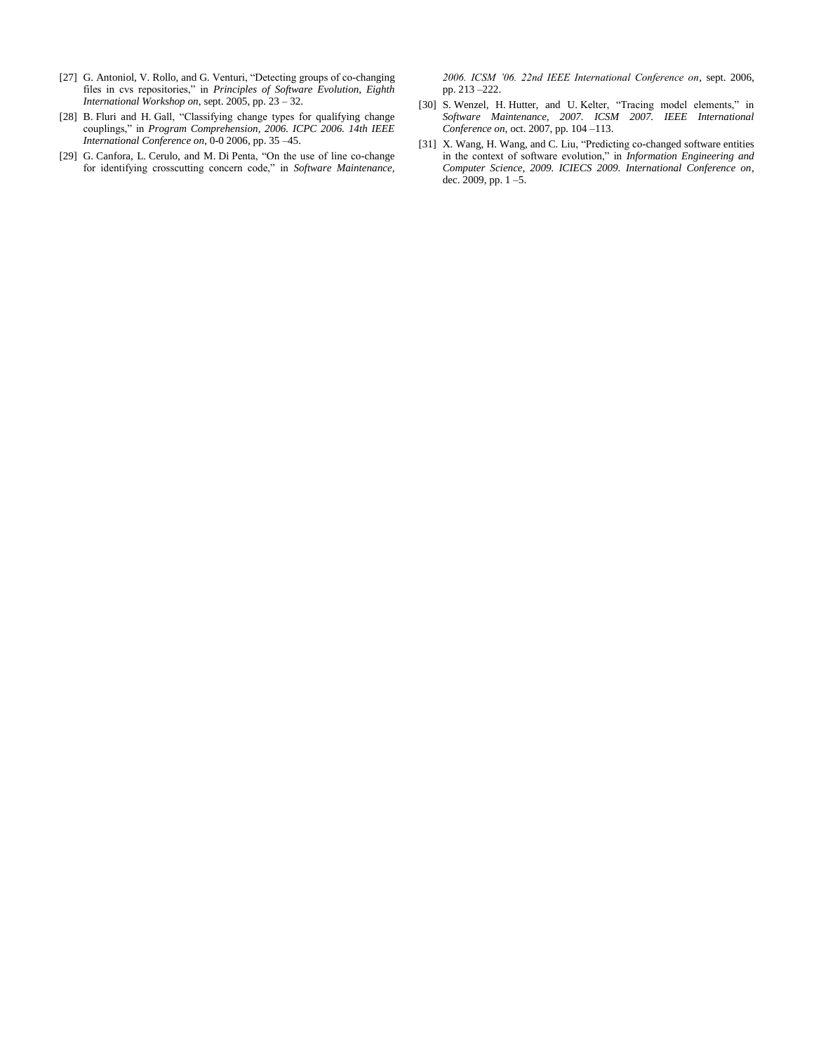[27] G. Antoniol, V. Rollo, and G. Venturi, "Detecting groups of co-changing files in cvs repositories," in *Principles of Software Evolution, Eighth International Workshop on*, sept. 2005, pp. 23 – 32.

[28] B. Fluri and H. Gall, "Classifying change types for qualifying change couplings," in *Program Comprehension, 2006. ICPC 2006. 14th IEEE International Conference on*, 0-0 2006, pp. 35 –45.

[29] G. Canfora, L. Cerulo, and M. Di Penta, "On the use of line co-change for identifying crosscutting concern code," in *Software Maintenance, 2006. ICSM '06. 22nd IEEE International Conference on*, sept. 2006, pp. 213 –222.

[30] S. Wenzel, H. Hutter, and U. Kelter, "Tracing model elements," in *Software Maintenance, 2007. ICSM 2007. IEEE International Conference on*, oct. 2007, pp. 104 –113.

[31] X. Wang, H. Wang, and C. Liu, "Predicting co-changed software entities in the context of software evolution," in *Information Engineering and Computer Science, 2009. ICIECS 2009. International Conference on*, dec. 2009, pp. 1 –5.